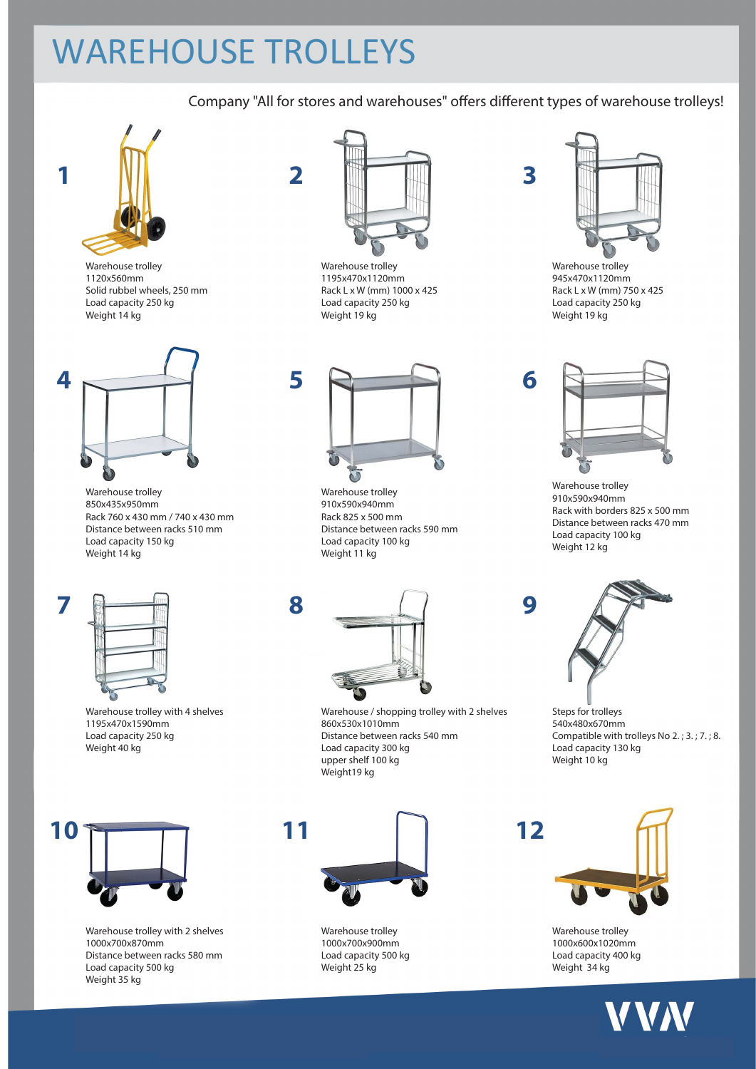# WAREHOUSE TROLLEYS

Company "All for stores and warehouses" offers different types of warehouse trolleys!

**1**

Warehouse trolley
1120x560mm
Solid rubbel wheels, 250 mm
Load capacity 250 kg
Weight 14 kg

**2**

Warehouse trolley
1195x470x1120mm
Rack L x W (mm) 1000 x 425
Load capacity 250 kg
Weight 19 kg

**3**

Warehouse trolley
945x470x1120mm
Rack L x W (mm) 750 x 425
Load capacity 250 kg
Weight 19 kg

**4**

Warehouse trolley
850x435x950mm
Rack 760 x 430 mm / 740 x 430 mm
Distance between racks 510 mm
Load capacity 150 kg
Weight 14 kg

**5**

Warehouse trolley
910x590x940mm
Rack 825 x 500 mm
Distance between racks 590 mm
Load capacity 100 kg
Weight 11 kg

**6**

Warehouse trolley
910x590x940mm
Rack with borders 825 x 500 mm
Distance between racks 470 mm
Load capacity 100 kg
Weight 12 kg

**7**

Warehouse trolley with 4 shelves
1195x470x1590mm
Load capacity 250 kg
Weight 40 kg

**8**

Warehouse / shopping trolley with 2 shelves
860x530x1010mm
Distance between racks 540 mm
Load capacity 300 kg
upper shelf 100 kg
Weight19 kg

**9**

Steps for trolleys
540x480x670mm
Compatible with trolleys No 2. ; 3. ; 7. ; 8.
Load capacity 130 kg
Weight 10 kg

**10**

Warehouse trolley with 2 shelves
1000x700x870mm
Distance between racks 580 mm
Load capacity 500 kg
Weight 35 kg

**11**

Warehouse trolley
1000x700x900mm
Load capacity 500 kg
Weight 25 kg

**12**

Warehouse trolley
1000x600x1020mm
Load capacity 400 kg
Weight 34 kg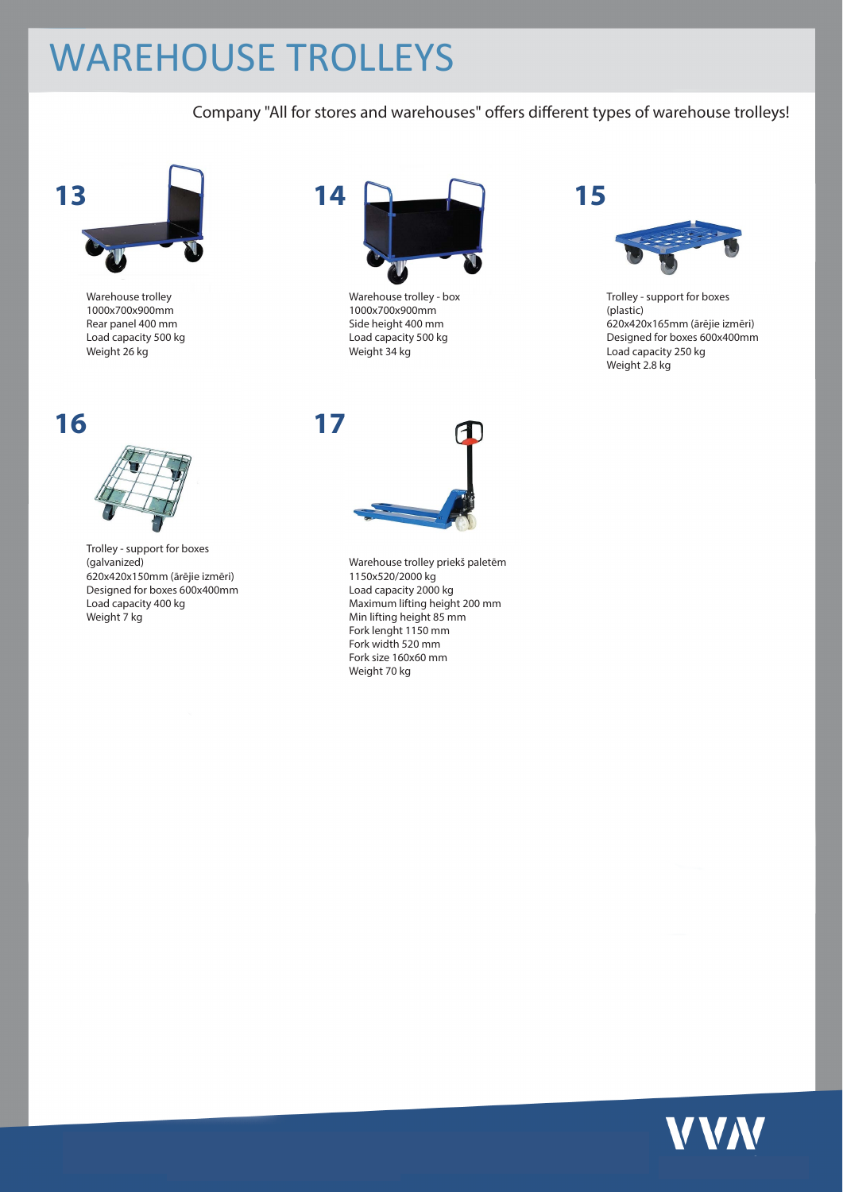# WAREHOUSE TROLLEYS

Company "All for stores and warehouses" offers different types of warehouse trolleys!

**13**

Warehouse trolley
1000x700x900mm
Rear panel 400 mm
Load capacity 500 kg
Weight 26 kg

**14**

Warehouse trolley - box
1000x700x900mm
Side height 400 mm
Load capacity 500 kg
Weight 34 kg

**15**

Trolley - support for boxes
(plastic)
620x420x165mm (ārējie izmēri)
Designed for boxes 600x400mm
Load capacity 250 kg
Weight 2.8 kg

**16**

Trolley - support for boxes
(galvanized)
620x420x150mm (ārējie izmēri)
Designed for boxes 600x400mm
Load capacity 400 kg
Weight 7 kg

**17**

Warehouse trolley priekš paletēm
1150x520/2000 kg
Load capacity 2000 kg
Maximum lifting height 200 mm
Min lifting height 85 mm
Fork lenght 1150 mm
Fork width 520 mm
Fork size 160x60 mm
Weight 70 kg